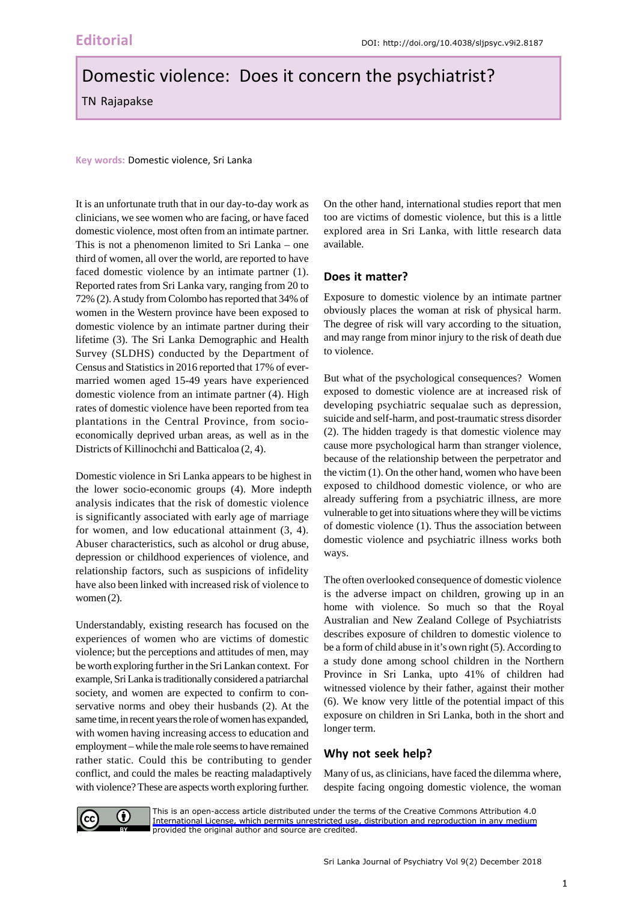Editorial

DOI: http://doi.org/10.4038/sljpsyc.v9i2.8187

# Domestic violence: Does it concern the psychiatrist?

TN Rajapakse

**Key words:** Domestic violence, Sri Lanka

It is an unfortunate truth that in our day-to-day work as clinicians, we see women who are facing, or have faced domestic violence, most often from an intimate partner. This is not a phenomenon limited to Sri Lanka – one third of women, all over the world, are reported to have faced domestic violence by an intimate partner (1). Reported rates from Sri Lanka vary, ranging from 20 to 72% (2). A study from Colombo has reported that 34% of women in the Western province have been exposed to domestic violence by an intimate partner during their lifetime (3). The Sri Lanka Demographic and Health Survey (SLDHS) conducted by the Department of Census and Statistics in 2016 reported that 17% of ever-married women aged 15-49 years have experienced domestic violence from an intimate partner (4). High rates of domestic violence have been reported from tea plantations in the Central Province, from socio-economically deprived urban areas, as well as in the Districts of Killinochchi and Batticaloa (2, 4).

Domestic violence in Sri Lanka appears to be highest in the lower socio-economic groups (4). More indepth analysis indicates that the risk of domestic violence is significantly associated with early age of marriage for women, and low educational attainment (3, 4). Abuser characteristics, such as alcohol or drug abuse, depression or childhood experiences of violence, and relationship factors, such as suspicions of infidelity have also been linked with increased risk of violence to women (2).

Understandably, existing research has focused on the experiences of women who are victims of domestic violence; but the perceptions and attitudes of men, may be worth exploring further in the Sri Lankan context. For example, Sri Lanka is traditionally considered a patriarchal society, and women are expected to confirm to conservative norms and obey their husbands (2). At the same time, in recent years the role of women has expanded, with women having increasing access to education and employment – while the male role seems to have remained rather static. Could this be contributing to gender conflict, and could the males be reacting maladaptively with violence? These are aspects worth exploring further.

On the other hand, international studies report that men too are victims of domestic violence, but this is a little explored area in Sri Lanka, with little research data available.

## Does it matter?

Exposure to domestic violence by an intimate partner obviously places the woman at risk of physical harm. The degree of risk will vary according to the situation, and may range from minor injury to the risk of death due to violence.

But what of the psychological consequences? Women exposed to domestic violence are at increased risk of developing psychiatric sequalae such as depression, suicide and self-harm, and post-traumatic stress disorder (2). The hidden tragedy is that domestic violence may cause more psychological harm than stranger violence, because of the relationship between the perpetrator and the victim (1). On the other hand, women who have been exposed to childhood domestic violence, or who are already suffering from a psychiatric illness, are more vulnerable to get into situations where they will be victims of domestic violence (1). Thus the association between domestic violence and psychiatric illness works both ways.

The often overlooked consequence of domestic violence is the adverse impact on children, growing up in an home with violence. So much so that the Royal Australian and New Zealand College of Psychiatrists describes exposure of children to domestic violence to be a form of child abuse in it's own right (5). According to a study done among school children in the Northern Province in Sri Lanka, upto 41% of children had witnessed violence by their father, against their mother (6). We know very little of the potential impact of this exposure on children in Sri Lanka, both in the short and longer term.

## Why not seek help?

Many of us, as clinicians, have faced the dilemma where, despite facing ongoing domestic violence, the woman

This is an open-access article distributed under the terms of the Creative Commons Attribution 4.0 International License, which permits unrestricted use, distribution and reproduction in any medium provided the original author and source are credited.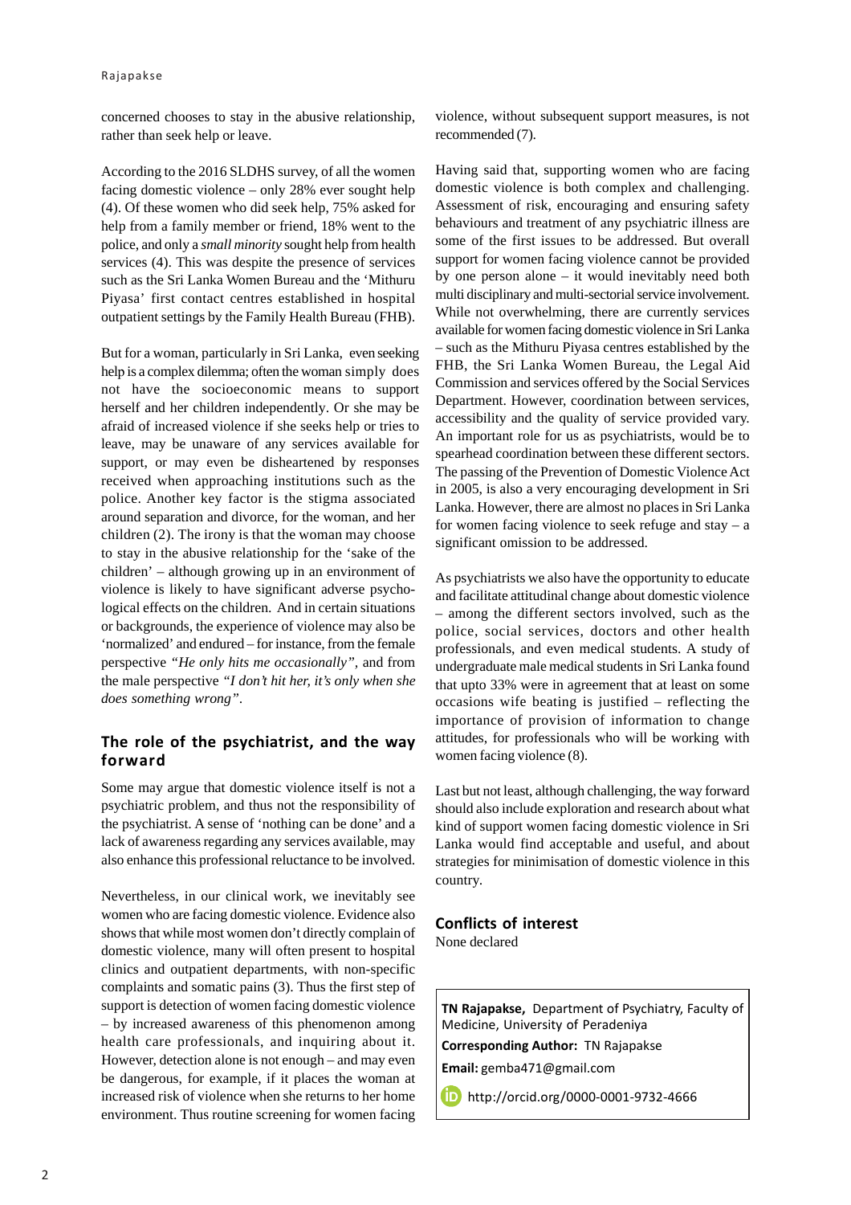concerned chooses to stay in the abusive relationship, rather than seek help or leave.

According to the 2016 SLDHS survey, of all the women facing domestic violence – only 28% ever sought help (4). Of these women who did seek help, 75% asked for help from a family member or friend, 18% went to the police, and only a *small minority* sought help from health services (4). This was despite the presence of services such as the Sri Lanka Women Bureau and the 'Mithuru Piyasa' first contact centres established in hospital outpatient settings by the Family Health Bureau (FHB).

But for a woman, particularly in Sri Lanka, even seeking help is a complex dilemma; often the woman simply does not have the socioeconomic means to support herself and her children independently. Or she may be afraid of increased violence if she seeks help or tries to leave, may be unaware of any services available for support, or may even be disheartened by responses received when approaching institutions such as the police. Another key factor is the stigma associated around separation and divorce, for the woman, and her children (2). The irony is that the woman may choose to stay in the abusive relationship for the 'sake of the children' – although growing up in an environment of violence is likely to have significant adverse psychological effects on the children. And in certain situations or backgrounds, the experience of violence may also be 'normalized' and endured – for instance, from the female perspective *"He only hits me occasionally"*, and from the male perspective *"I don't hit her, it's only when she does something wrong"*.

## The role of the psychiatrist, and the way forward

Some may argue that domestic violence itself is not a psychiatric problem, and thus not the responsibility of the psychiatrist. A sense of 'nothing can be done' and a lack of awareness regarding any services available, may also enhance this professional reluctance to be involved.

Nevertheless, in our clinical work, we inevitably see women who are facing domestic violence. Evidence also shows that while most women don't directly complain of domestic violence, many will often present to hospital clinics and outpatient departments, with non-specific complaints and somatic pains (3). Thus the first step of support is detection of women facing domestic violence – by increased awareness of this phenomenon among health care professionals, and inquiring about it. However, detection alone is not enough – and may even be dangerous, for example, if it places the woman at increased risk of violence when she returns to her home environment. Thus routine screening for women facing violence, without subsequent support measures, is not recommended (7).

Having said that, supporting women who are facing domestic violence is both complex and challenging. Assessment of risk, encouraging and ensuring safety behaviours and treatment of any psychiatric illness are some of the first issues to be addressed. But overall support for women facing violence cannot be provided by one person alone – it would inevitably need both multi disciplinary and multi-sectorial service involvement. While not overwhelming, there are currently services available for women facing domestic violence in Sri Lanka – such as the Mithuru Piyasa centres established by the FHB, the Sri Lanka Women Bureau, the Legal Aid Commission and services offered by the Social Services Department. However, coordination between services, accessibility and the quality of service provided vary. An important role for us as psychiatrists, would be to spearhead coordination between these different sectors. The passing of the Prevention of Domestic Violence Act in 2005, is also a very encouraging development in Sri Lanka. However, there are almost no places in Sri Lanka for women facing violence to seek refuge and stay – a significant omission to be addressed.

As psychiatrists we also have the opportunity to educate and facilitate attitudinal change about domestic violence – among the different sectors involved, such as the police, social services, doctors and other health professionals, and even medical students. A study of undergraduate male medical students in Sri Lanka found that upto 33% were in agreement that at least on some occasions wife beating is justified – reflecting the importance of provision of information to change attitudes, for professionals who will be working with women facing violence (8).

Last but not least, although challenging, the way forward should also include exploration and research about what kind of support women facing domestic violence in Sri Lanka would find acceptable and useful, and about strategies for minimisation of domestic violence in this country.

## Conflicts of interest

None declared

**TN Rajapakse,** Department of Psychiatry, Faculty of Medicine, University of Peradeniya

**Corresponding Author:** TN Rajapakse

**Email:** gemba471@gmail.com

http://orcid.org/0000-0001-9732-4666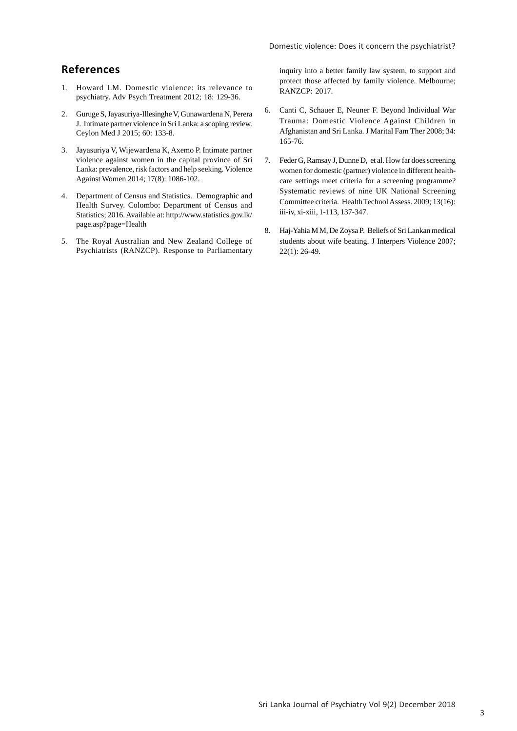## References

1. Howard LM. Domestic violence: its relevance to psychiatry. Adv Psych Treatment 2012; 18: 129-36.

2. Guruge S, Jayasuriya-Illesinghe V, Gunawardena N, Perera J. Intimate partner violence in Sri Lanka: a scoping review. Ceylon Med J 2015; 60: 133-8.

3. Jayasuriya V, Wijewardena K, Axemo P. Intimate partner violence against women in the capital province of Sri Lanka: prevalence, risk factors and help seeking. Violence Against Women 2014; 17(8): 1086-102.

4. Department of Census and Statistics. Demographic and Health Survey. Colombo: Department of Census and Statistics; 2016. Available at: http://www.statistics.gov.lk/page.asp?page=Health

5. The Royal Australian and New Zealand College of Psychiatrists (RANZCP). Response to Parliamentary inquiry into a better family law system, to support and protect those affected by family violence. Melbourne; RANZCP: 2017.

6. Canti C, Schauer E, Neuner F. Beyond Individual War Trauma: Domestic Violence Against Children in Afghanistan and Sri Lanka. J Marital Fam Ther 2008; 34: 165-76.

7. Feder G, Ramsay J, Dunne D, et al. How far does screening women for domestic (partner) violence in different health-care settings meet criteria for a screening programme? Systematic reviews of nine UK National Screening Committee criteria. Health Technol Assess. 2009; 13(16): iii-iv, xi-xiii, 1-113, 137-347.

8. Haj-Yahia M M, De Zoysa P. Beliefs of Sri Lankan medical students about wife beating. J Interpers Violence 2007; 22(1): 26-49.